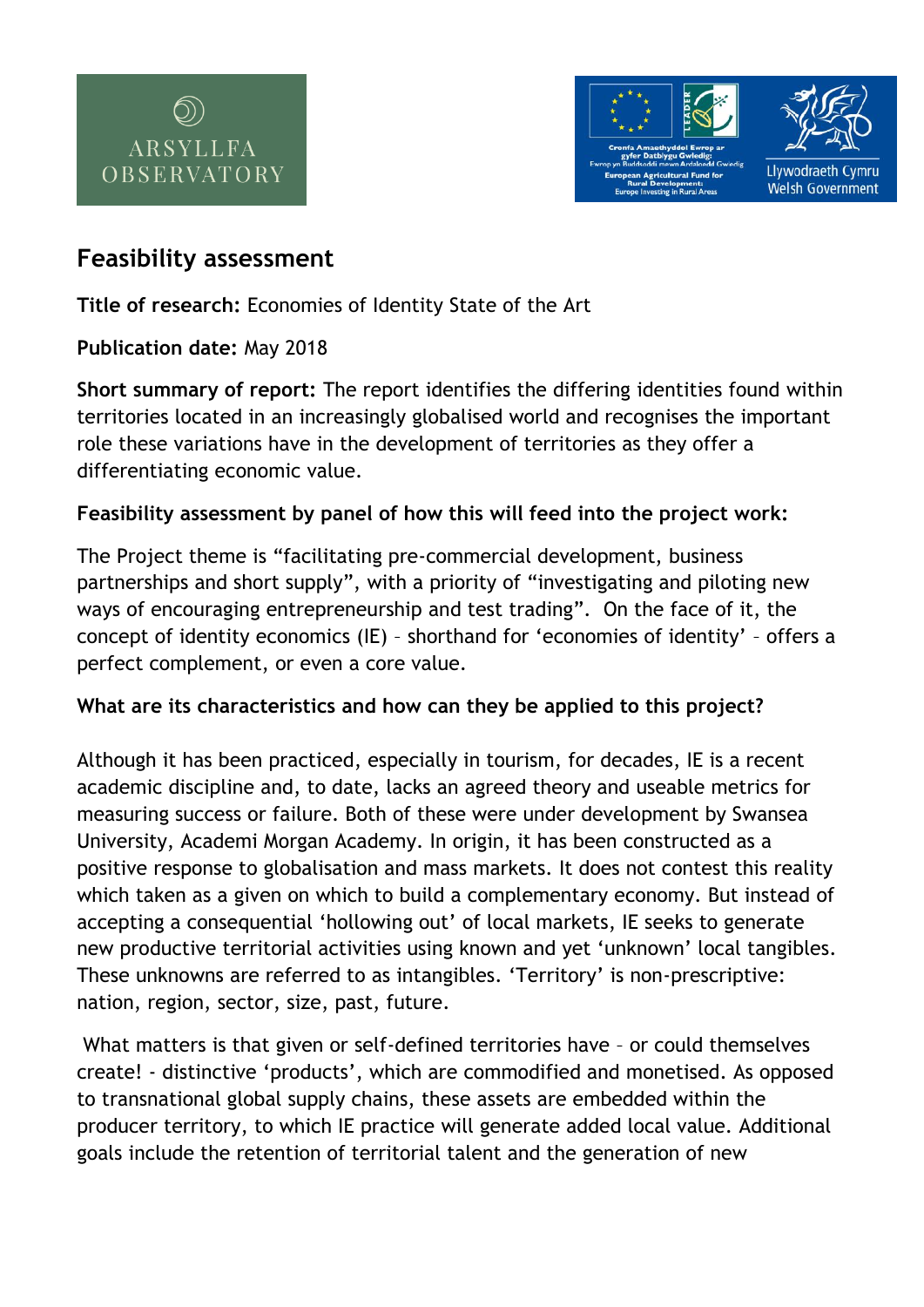# Feasibility assessment

**Title of research:** Economies of Identity State of the Art

**Publication date:** May 2018

**Short summary of report:** The report identifies the differing identities found within territories located in an increasingly globalised world and recognises the important role these variations have in the development of territories as they offer a differentiating economic value.

**Feasibility assessment by panel of how this will feed into the project work:**

The Project theme is "facilitating pre-commercial development, business partnerships and short supply", with a priority of "investigating and piloting new ways of encouraging entrepreneurship and test trading". On the face of it, the concept of identity economics (IE) – shorthand for 'economies of identity' – offers a perfect complement, or even a core value.

**What are its characteristics and how can they be applied to this project?**

Although it has been practiced, especially in tourism, for decades, IE is a recent academic discipline and, to date, lacks an agreed theory and useable metrics for measuring success or failure. Both of these were under development by Swansea University, Academi Morgan Academy. In origin, it has been constructed as a positive response to globalisation and mass markets. It does not contest this reality which taken as a given on which to build a complementary economy. But instead of accepting a consequential 'hollowing out' of local markets, IE seeks to generate new productive territorial activities using known and yet 'unknown' local tangibles. These unknowns are referred to as intangibles. 'Territory' is non-prescriptive: nation, region, sector, size, past, future.

What matters is that given or self-defined territories have – or could themselves create! - distinctive 'products', which are commodified and monetised. As opposed to transnational global supply chains, these assets are embedded within the producer territory, to which IE practice will generate added local value. Additional goals include the retention of territorial talent and the generation of new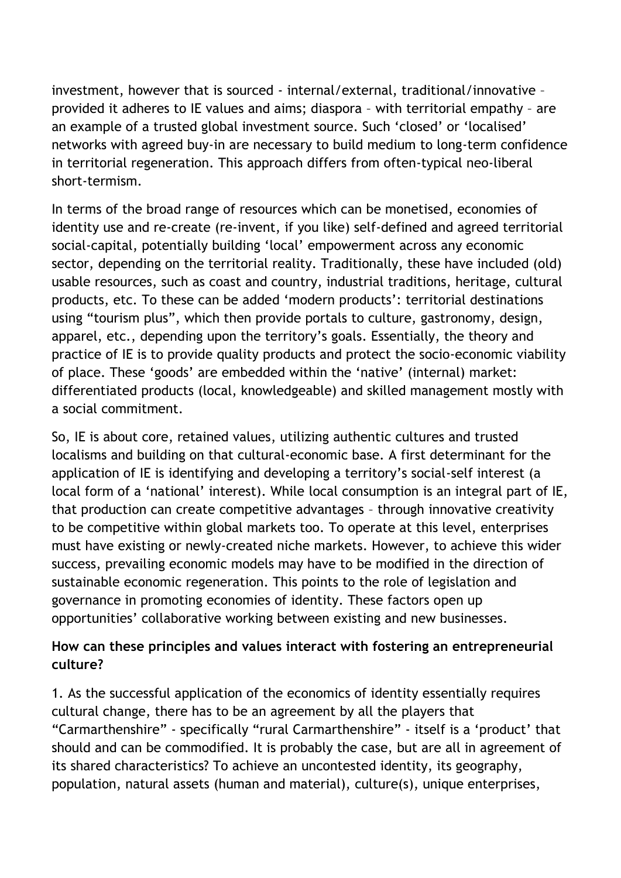investment, however that is sourced - internal/external, traditional/innovative – provided it adheres to IE values and aims; diaspora – with territorial empathy – are an example of a trusted global investment source. Such 'closed' or 'localised' networks with agreed buy-in are necessary to build medium to long-term confidence in territorial regeneration. This approach differs from often-typical neo-liberal short-termism.

In terms of the broad range of resources which can be monetised, economies of identity use and re-create (re-invent, if you like) self-defined and agreed territorial social-capital, potentially building 'local' empowerment across any economic sector, depending on the territorial reality. Traditionally, these have included (old) usable resources, such as coast and country, industrial traditions, heritage, cultural products, etc. To these can be added 'modern products': territorial destinations using "tourism plus", which then provide portals to culture, gastronomy, design, apparel, etc., depending upon the territory's goals. Essentially, the theory and practice of IE is to provide quality products and protect the socio-economic viability of place. These 'goods' are embedded within the 'native' (internal) market: differentiated products (local, knowledgeable) and skilled management mostly with a social commitment.

So, IE is about core, retained values, utilizing authentic cultures and trusted localisms and building on that cultural-economic base. A first determinant for the application of IE is identifying and developing a territory's social-self interest (a local form of a 'national' interest). While local consumption is an integral part of IE, that production can create competitive advantages – through innovative creativity to be competitive within global markets too. To operate at this level, enterprises must have existing or newly-created niche markets. However, to achieve this wider success, prevailing economic models may have to be modified in the direction of sustainable economic regeneration. This points to the role of legislation and governance in promoting economies of identity. These factors open up opportunities' collaborative working between existing and new businesses.

**How can these principles and values interact with fostering an entrepreneurial culture?**

1. As the successful application of the economics of identity essentially requires cultural change, there has to be an agreement by all the players that "Carmarthenshire" - specifically "rural Carmarthenshire" - itself is a 'product' that should and can be commodified. It is probably the case, but are all in agreement of its shared characteristics? To achieve an uncontested identity, its geography, population, natural assets (human and material), culture(s), unique enterprises,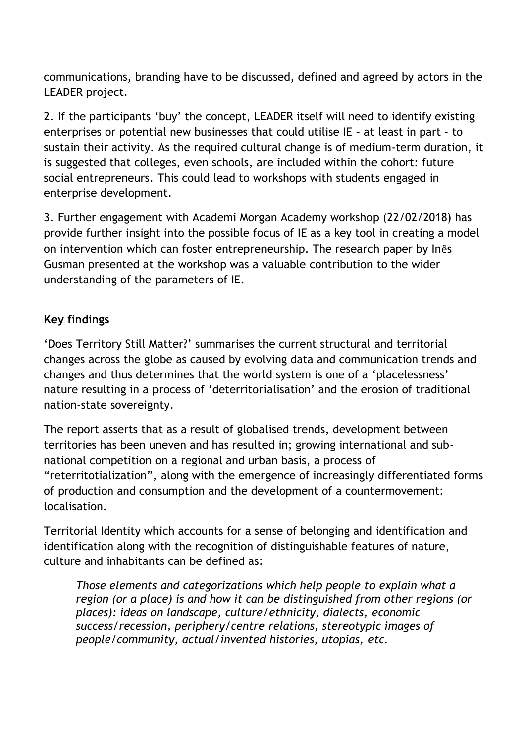communications, branding have to be discussed, defined and agreed by actors in the LEADER project.

2. If the participants 'buy' the concept, LEADER itself will need to identify existing enterprises or potential new businesses that could utilise IE – at least in part - to sustain their activity. As the required cultural change is of medium-term duration, it is suggested that colleges, even schools, are included within the cohort: future social entrepreneurs. This could lead to workshops with students engaged in enterprise development.

3. Further engagement with Academi Morgan Academy workshop (22/02/2018) has provide further insight into the possible focus of IE as a key tool in creating a model on intervention which can foster entrepreneurship. The research paper by Inês Gusman presented at the workshop was a valuable contribution to the wider understanding of the parameters of IE.

**Key findings**

'Does Territory Still Matter?' summarises the current structural and territorial changes across the globe as caused by evolving data and communication trends and changes and thus determines that the world system is one of a 'placelessness' nature resulting in a process of 'deterritorialisation' and the erosion of traditional nation-state sovereignty.

The report asserts that as a result of globalised trends, development between territories has been uneven and has resulted in; growing international and sub-national competition on a regional and urban basis, a process of "reterritotialization", along with the emergence of increasingly differentiated forms of production and consumption and the development of a countermovement: localisation.

Territorial Identity which accounts for a sense of belonging and identification and identification along with the recognition of distinguishable features of nature, culture and inhabitants can be defined as:

> *Those elements and categorizations which help people to explain what a region (or a place) is and how it can be distinguished from other regions (or places): ideas on landscape, culture/ethnicity, dialects, economic success/recession, periphery/centre relations, stereotypic images of people/community, actual/invented histories, utopias, etc.*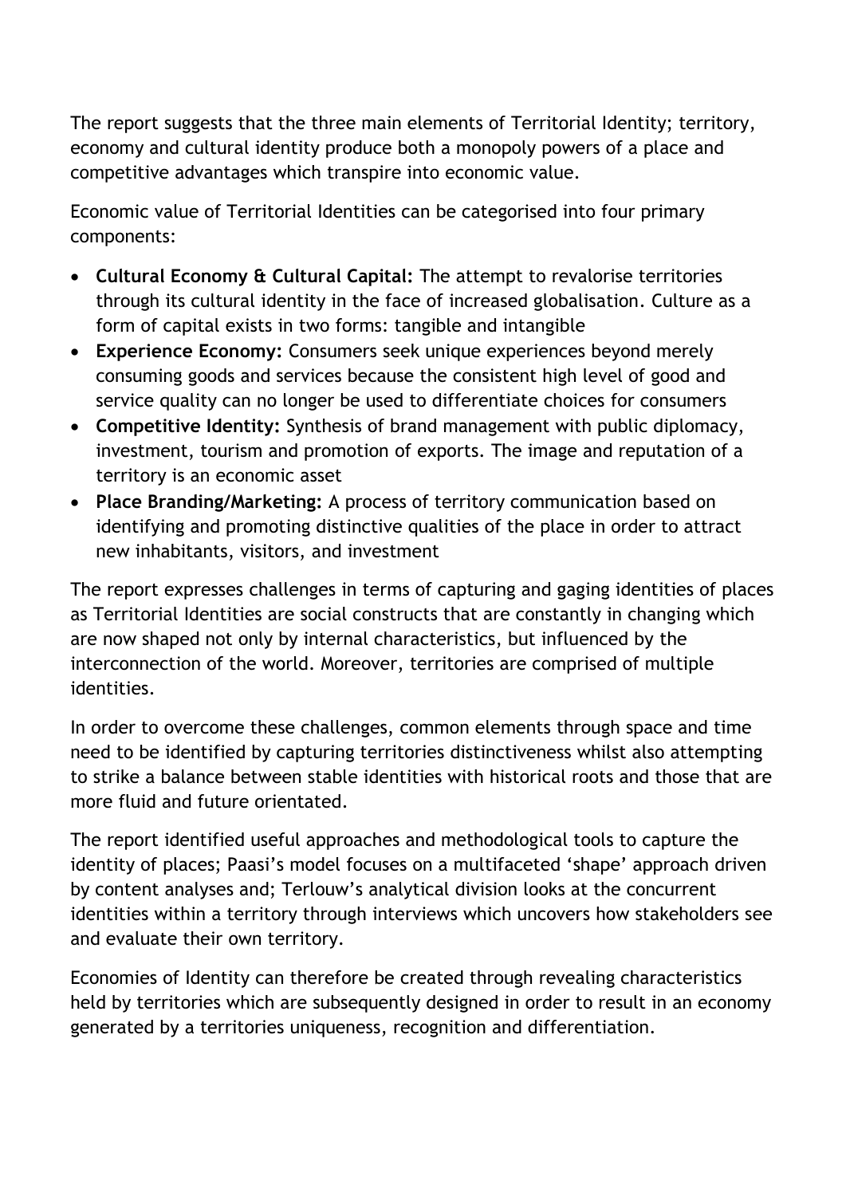The report suggests that the three main elements of Territorial Identity; territory, economy and cultural identity produce both a monopoly powers of a place and competitive advantages which transpire into economic value.

Economic value of Territorial Identities can be categorised into four primary components:

- **Cultural Economy & Cultural Capital:** The attempt to revalorise territories through its cultural identity in the face of increased globalisation. Culture as a form of capital exists in two forms: tangible and intangible
- **Experience Economy:** Consumers seek unique experiences beyond merely consuming goods and services because the consistent high level of good and service quality can no longer be used to differentiate choices for consumers
- **Competitive Identity:** Synthesis of brand management with public diplomacy, investment, tourism and promotion of exports. The image and reputation of a territory is an economic asset
- **Place Branding/Marketing:** A process of territory communication based on identifying and promoting distinctive qualities of the place in order to attract new inhabitants, visitors, and investment

The report expresses challenges in terms of capturing and gaging identities of places as Territorial Identities are social constructs that are constantly in changing which are now shaped not only by internal characteristics, but influenced by the interconnection of the world. Moreover, territories are comprised of multiple identities.

In order to overcome these challenges, common elements through space and time need to be identified by capturing territories distinctiveness whilst also attempting to strike a balance between stable identities with historical roots and those that are more fluid and future orientated.

The report identified useful approaches and methodological tools to capture the identity of places; Paasi's model focuses on a multifaceted 'shape' approach driven by content analyses and; Terlouw's analytical division looks at the concurrent identities within a territory through interviews which uncovers how stakeholders see and evaluate their own territory.

Economies of Identity can therefore be created through revealing characteristics held by territories which are subsequently designed in order to result in an economy generated by a territories uniqueness, recognition and differentiation.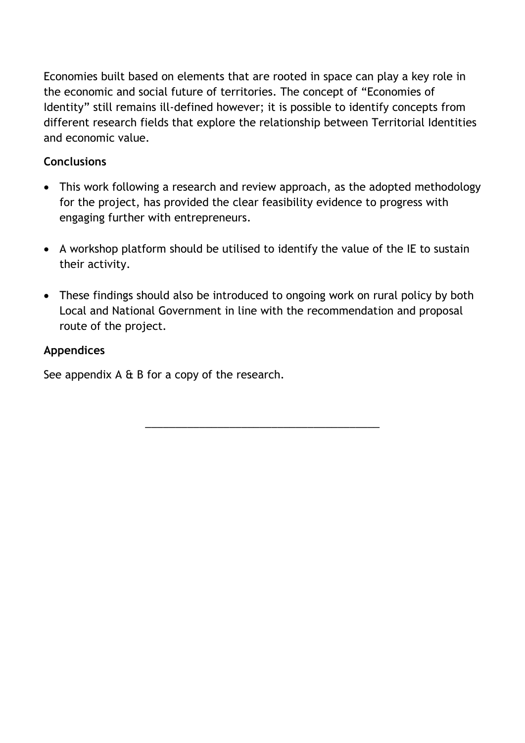Economies built based on elements that are rooted in space can play a key role in the economic and social future of territories. The concept of "Economies of Identity" still remains ill-defined however; it is possible to identify concepts from different research fields that explore the relationship between Territorial Identities and economic value.

## Conclusions

- This work following a research and review approach, as the adopted methodology for the project, has provided the clear feasibility evidence to progress with engaging further with entrepreneurs.
- A workshop platform should be utilised to identify the value of the IE to sustain their activity.
- These findings should also be introduced to ongoing work on rural policy by both Local and National Government in line with the recommendation and proposal route of the project.

## Appendices

See appendix A & B for a copy of the research.

---